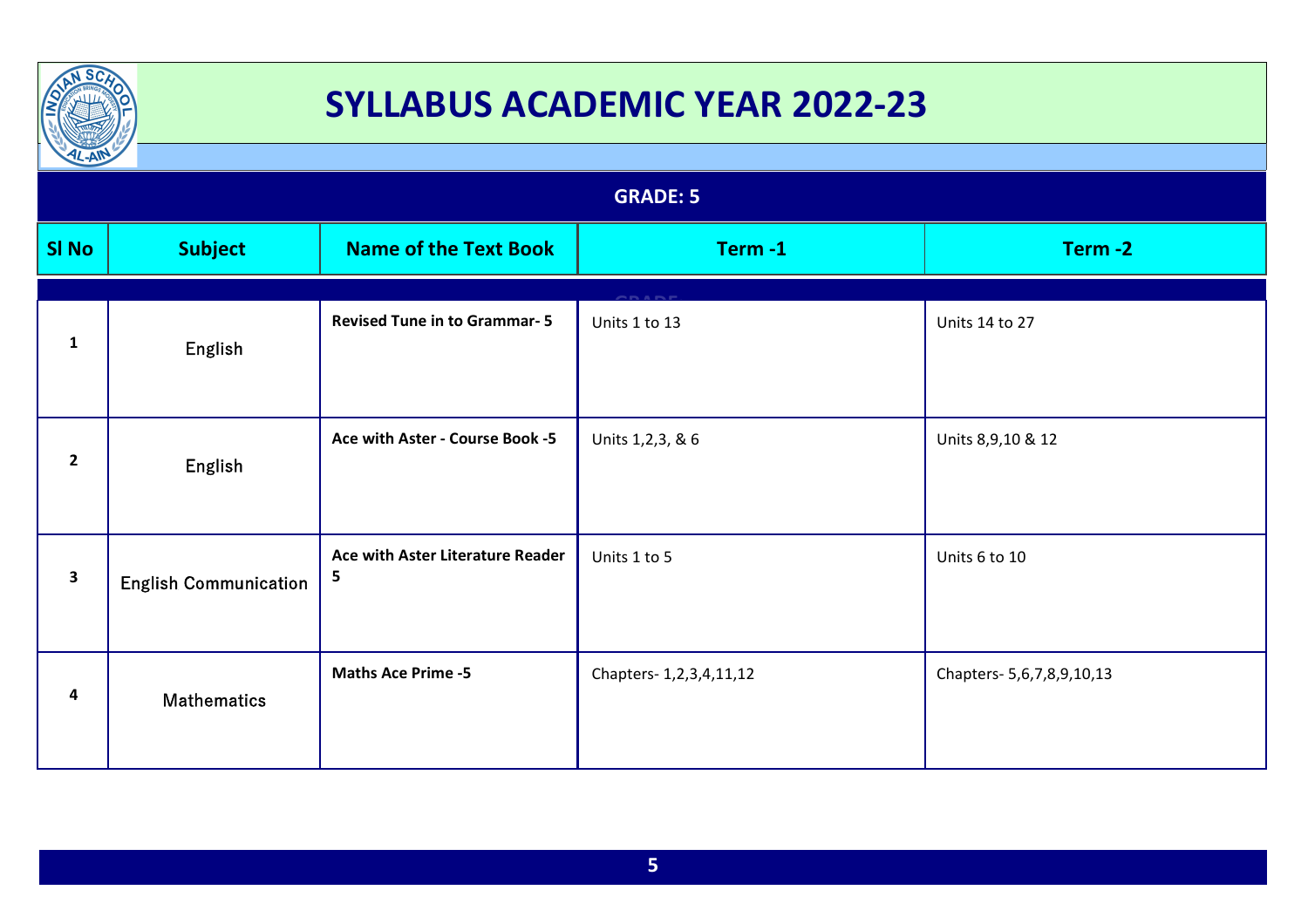# SYLLABUS ACADEMIC YEAR 2022-23

## GRADE: 5

| Sl No | Subject | Name of the Text Book | Term -1 | Term -2 |
| --- | --- | --- | --- | --- |
| 1 | English | **Revised Tune in to Grammar- 5** | Units 1 to 13 | Units 14 to 27 |
| 2 | English | **Ace with Aster - Course Book -5** | Units 1,2,3, & 6 | Units 8,9,10 & 12 |
| 3 | English Communication | **Ace with Aster Literature Reader 5** | Units 1 to 5 | Units 6 to 10 |
| 4 | Mathematics | **Maths Ace Prime -5** | Chapters- 1,2,3,4,11,12 | Chapters- 5,6,7,8,9,10,13 |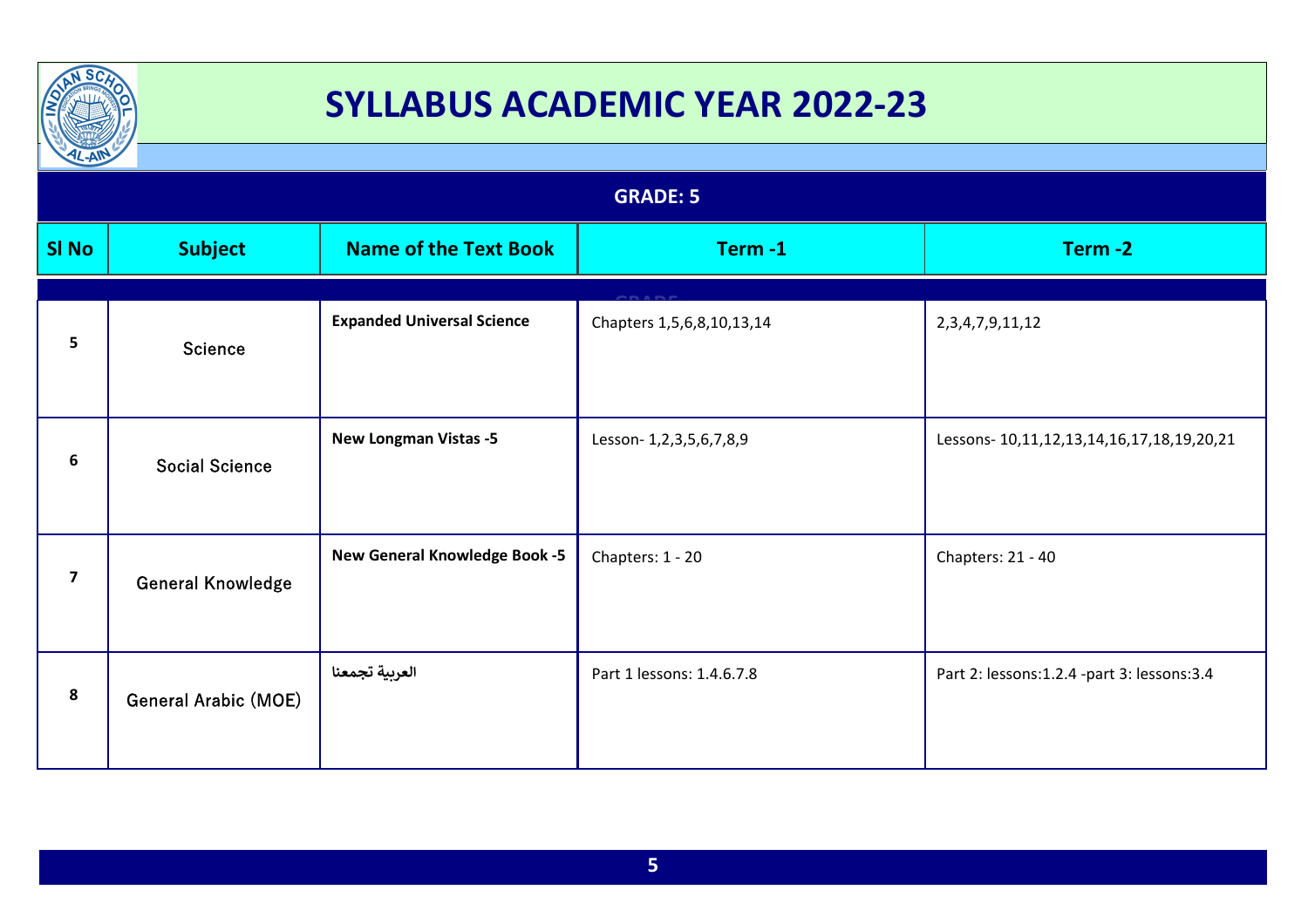# SYLLABUS ACADEMIC YEAR 2022-23

## GRADE: 5

| Sl No | Subject | Name of the Text Book | Term -1 | Term -2 |
|---|---|---|---|---|
| 5 | Science | **Expanded Universal Science** | Chapters 1,5,6,8,10,13,14 | 2,3,4,7,9,11,12 |
| 6 | Social Science | **New Longman Vistas -5** | Lesson- 1,2,3,5,6,7,8,9 | Lessons- 10,11,12,13,14,16,17,18,19,20,21 |
| 7 | General Knowledge | **New General Knowledge Book -5** | Chapters: 1 - 20 | Chapters: 21 - 40 |
| 8 | General Arabic (MOE) | **العربية تجمعنا** | Part 1 lessons: 1.4.6.7.8 | Part 2: lessons:1.2.4 -part 3: lessons:3.4 |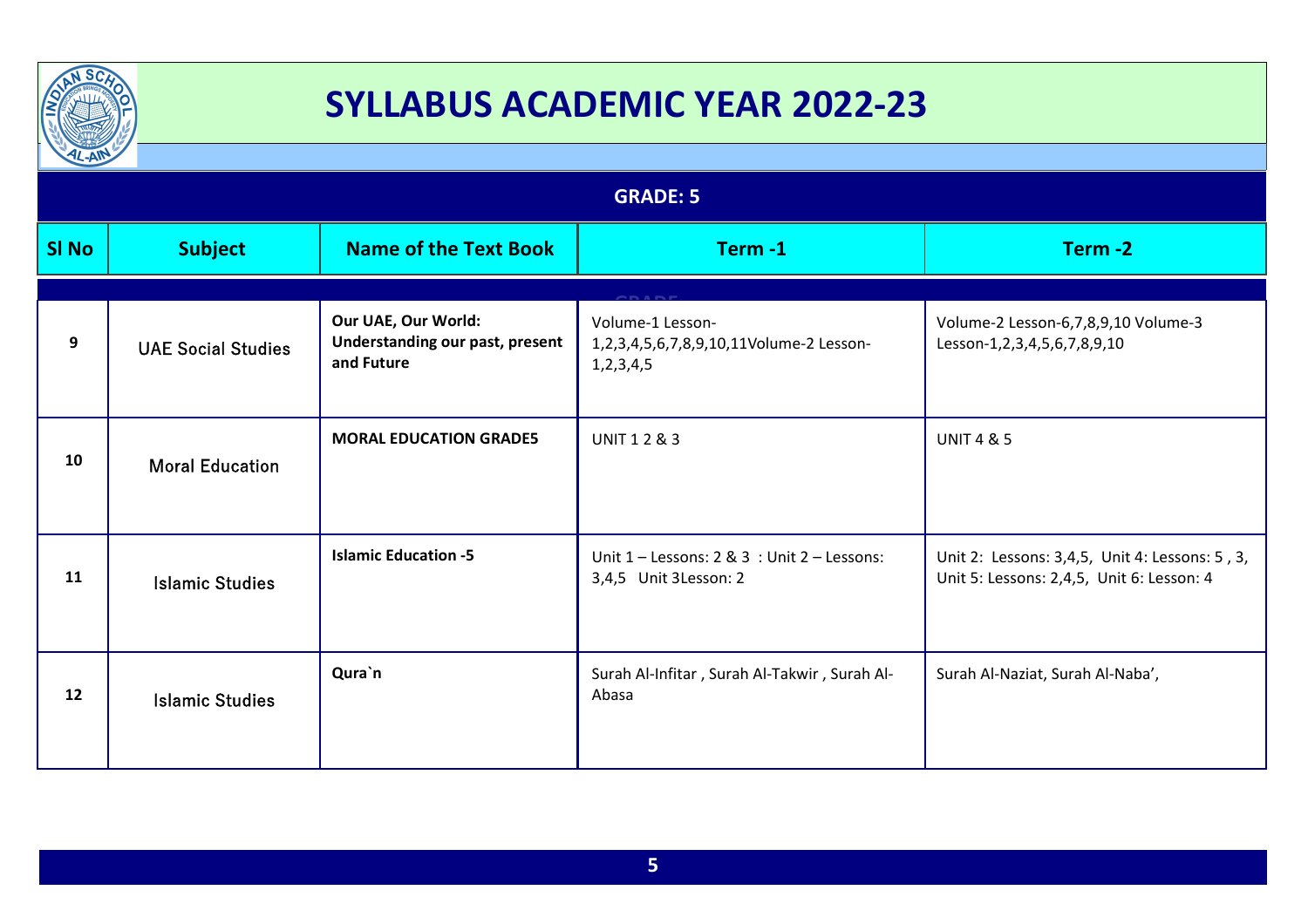# SYLLABUS ACADEMIC YEAR 2022-23

## GRADE: 5

| Sl No | Subject | Name of the Text Book | Term -1 | Term -2 |
|---|---|---|---|---|
| 9 | UAE Social Studies | **Our UAE, Our World: Understanding our past, present and Future** | Volume-1 Lesson-1,2,3,4,5,6,7,8,9,10,11Volume-2 Lesson-1,2,3,4,5 | Volume-2 Lesson-6,7,8,9,10 Volume-3 Lesson-1,2,3,4,5,6,7,8,9,10 |
| 10 | Moral Education | **MORAL EDUCATION GRADE5** | UNIT 1 2 & 3 | UNIT 4 & 5 |
| 11 | Islamic Studies | **Islamic Education -5** | Unit 1 – Lessons: 2 & 3 : Unit 2 – Lessons: 3,4,5 Unit 3Lesson: 2 | Unit 2: Lessons: 3,4,5, Unit 4: Lessons: 5 , 3, Unit 5: Lessons: 2,4,5, Unit 6: Lesson: 4 |
| 12 | Islamic Studies | **Qura`n** | Surah Al-Infitar , Surah Al-Takwir , Surah Al-Abasa | Surah Al-Naziat, Surah Al-Naba’, |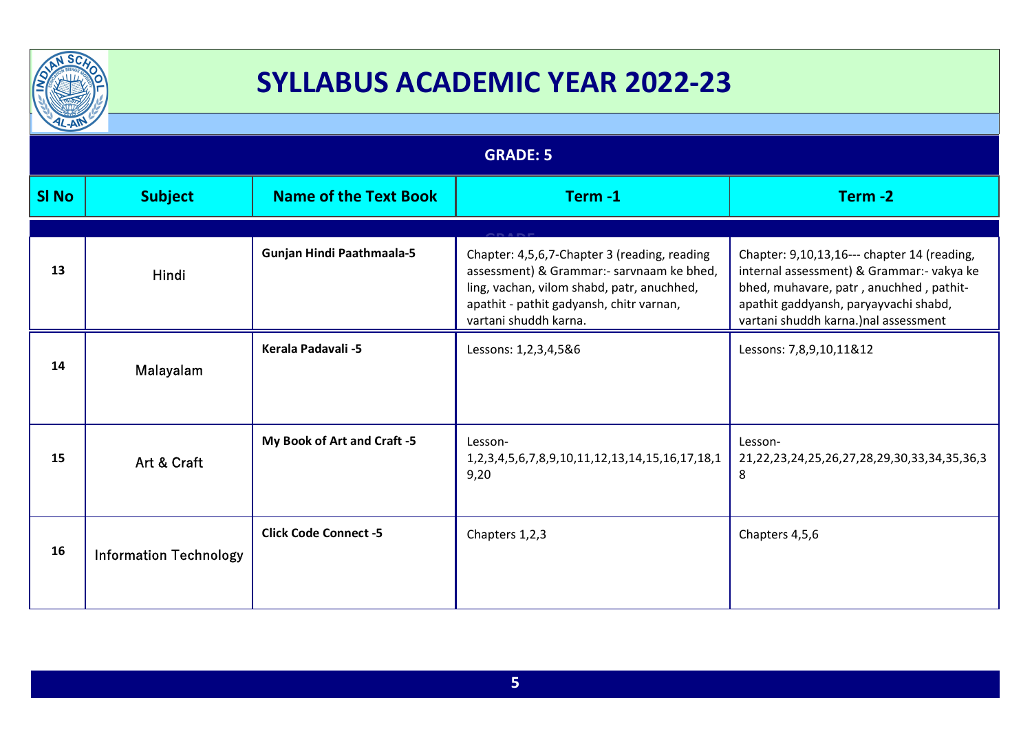# SYLLABUS ACADEMIC YEAR 2022-23

## GRADE: 5

| Sl No | Subject | Name of the Text Book | Term -1 | Term -2 |
|---|---|---|---|---|
| 13 | Hindi | Gunjan Hindi Paathmaala-5 | Chapter: 4,5,6,7-Chapter 3 (reading, reading assessment) & Grammar:- sarvnaam ke bhed, ling, vachan, vilom shabd, patr, anuchhed, apathit - pathit gadyansh, chitr varnan, vartani shuddh karna. | Chapter: 9,10,13,16--- chapter 14 (reading, internal assessment) & Grammar:- vakya ke bhed, muhavare, patr , anuchhed , pathit-apathit gaddyansh, paryayvachi shabd, vartani shuddh karna.)nal assessment |
| 14 | Malayalam | Kerala Padavali -5 | Lessons: 1,2,3,4,5&6 | Lessons: 7,8,9,10,11&12 |
| 15 | Art & Craft | My Book of Art and Craft -5 | Lesson-1,2,3,4,5,6,7,8,9,10,11,12,13,14,15,16,17,18,19,20 | Lesson-21,22,23,24,25,26,27,28,29,30,33,34,35,36,38 |
| 16 | Information Technology | Click Code Connect -5 | Chapters 1,2,3 | Chapters 4,5,6 |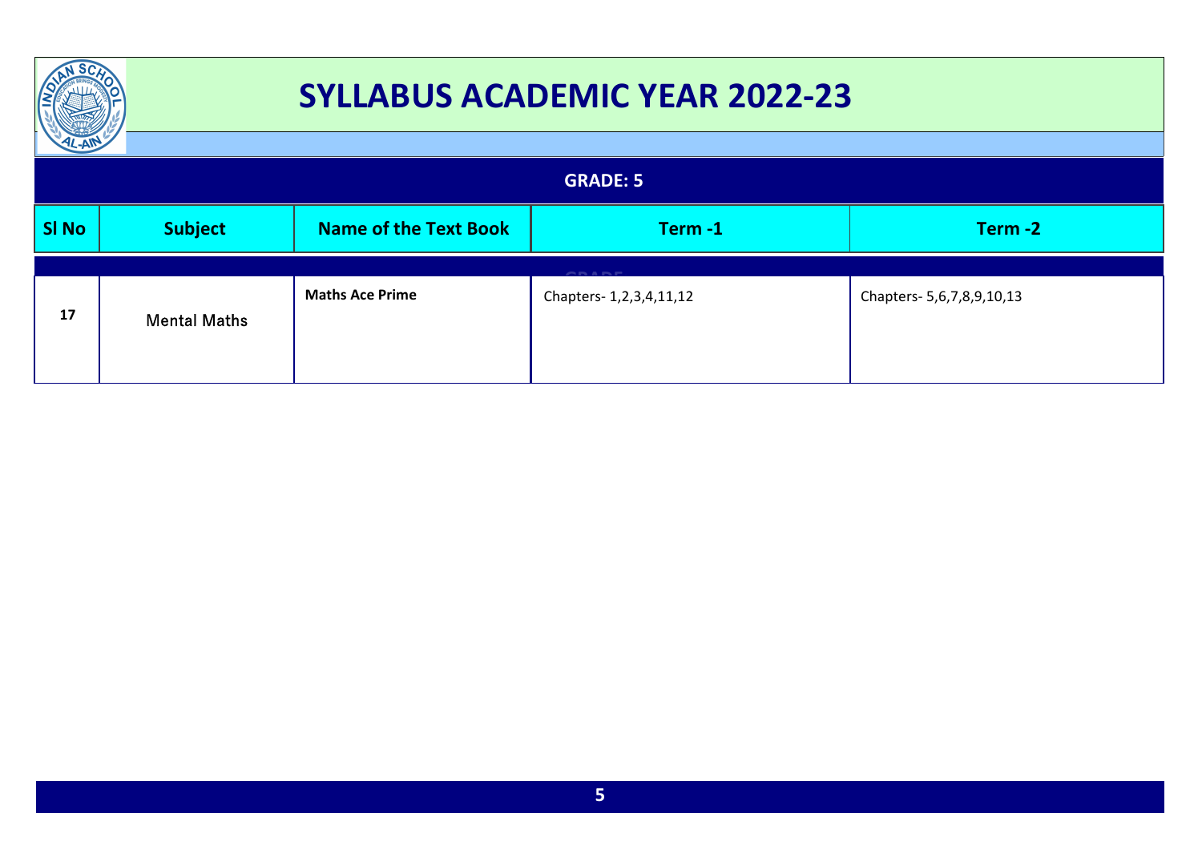# SYLLABUS ACADEMIC YEAR 2022-23

## GRADE: 5

| Sl No | Subject | Name of the Text Book | Term -1 | Term -2 |
|---|---|---|---|---|
| 17 | Mental Maths | **Maths Ace Prime** | Chapters- 1,2,3,4,11,12 | Chapters- 5,6,7,8,9,10,13 |